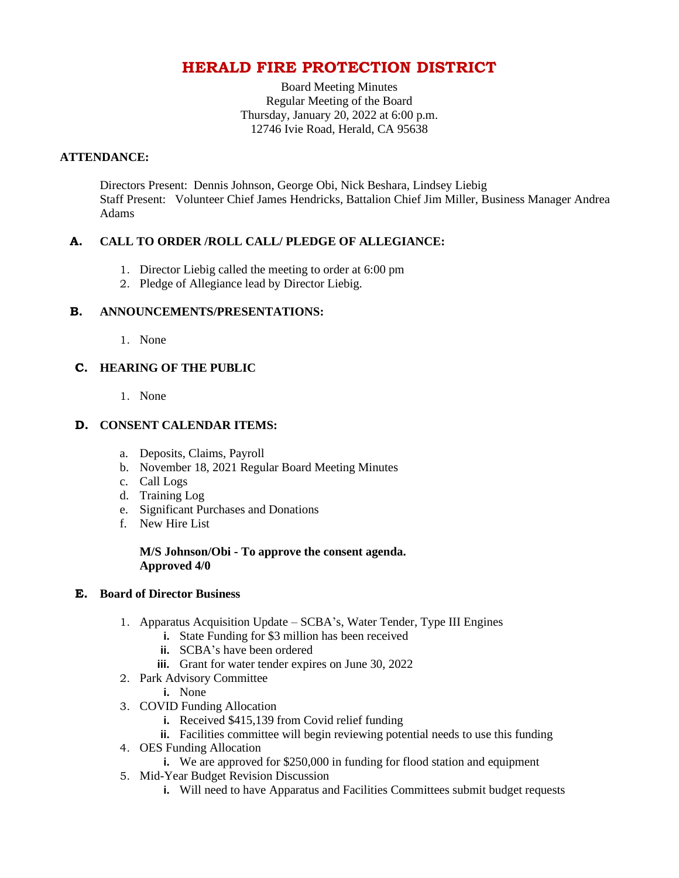# HERALD FIRE PROTECTION DISTRICT

Board Meeting Minutes
Regular Meeting of the Board
Thursday, January 20, 2022 at 6:00 p.m.
12746 Ivie Road, Herald, CA 95638

**ATTENDANCE:**

Directors Present: Dennis Johnson, George Obi, Nick Beshara, Lindsey Liebig
Staff Present: Volunteer Chief James Hendricks, Battalion Chief Jim Miller, Business Manager Andrea Adams

## A. CALL TO ORDER /ROLL CALL/ PLEDGE OF ALLEGIANCE:

1. Director Liebig called the meeting to order at 6:00 pm
2. Pledge of Allegiance lead by Director Liebig.

## B. ANNOUNCEMENTS/PRESENTATIONS:

1. None

## C. HEARING OF THE PUBLIC

1. None

## D. CONSENT CALENDAR ITEMS:

a. Deposits, Claims, Payroll
b. November 18, 2021 Regular Board Meeting Minutes
c. Call Logs
d. Training Log
e. Significant Purchases and Donations
f. New Hire List

**M/S Johnson/Obi - To approve the consent agenda.**
**Approved 4/0**

## E. Board of Director Business

1. Apparatus Acquisition Update – SCBA's, Water Tender, Type III Engines
   - **i.** State Funding for $3 million has been received
   - **ii.** SCBA's have been ordered
   - **iii.** Grant for water tender expires on June 30, 2022
2. Park Advisory Committee
   - **i.** None
3. COVID Funding Allocation
   - **i.** Received $415,139 from Covid relief funding
   - **ii.** Facilities committee will begin reviewing potential needs to use this funding
4. OES Funding Allocation
   - **i.** We are approved for $250,000 in funding for flood station and equipment
5. Mid-Year Budget Revision Discussion
   - **i.** Will need to have Apparatus and Facilities Committees submit budget requests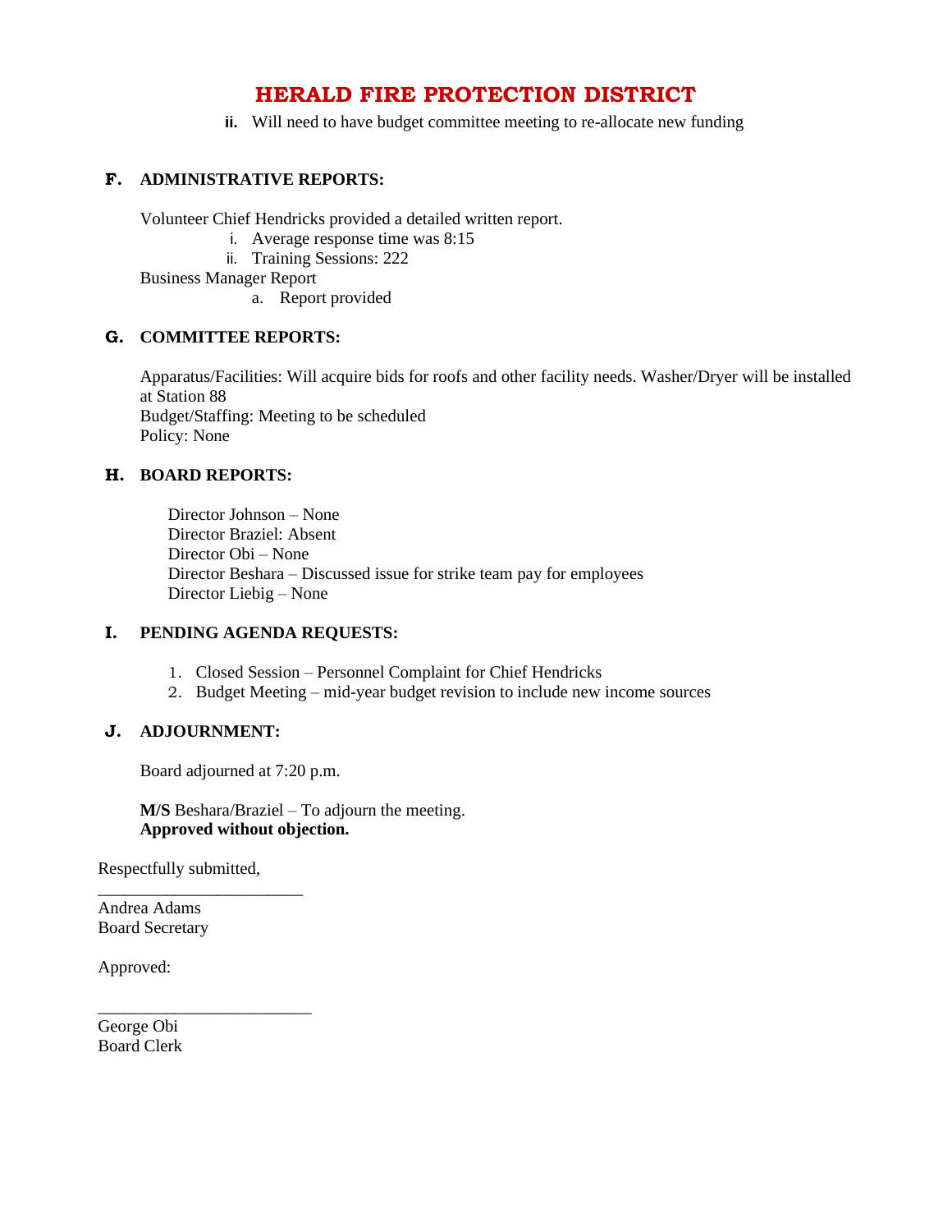# HERALD FIRE PROTECTION DISTRICT

**ii.** Will need to have budget committee meeting to re-allocate new funding

## F. ADMINISTRATIVE REPORTS:

Volunteer Chief Hendricks provided a detailed written report.

i. Average response time was 8:15
ii. Training Sessions: 222

Business Manager Report

a. Report provided

## G. COMMITTEE REPORTS:

Apparatus/Facilities: Will acquire bids for roofs and other facility needs. Washer/Dryer will be installed at Station 88
Budget/Staffing: Meeting to be scheduled
Policy: None

## H. BOARD REPORTS:

Director Johnson – None
Director Braziel: Absent
Director Obi – None
Director Beshara – Discussed issue for strike team pay for employees
Director Liebig – None

## I. PENDING AGENDA REQUESTS:

1. Closed Session – Personnel Complaint for Chief Hendricks
2. Budget Meeting – mid-year budget revision to include new income sources

## J. ADJOURNMENT:

Board adjourned at 7:20 p.m.

**M/S** Beshara/Braziel – To adjourn the meeting.
**Approved without objection.**

Respectfully submitted,

________________________

Andrea Adams
Board Secretary

Approved:

________________________

George Obi
Board Clerk